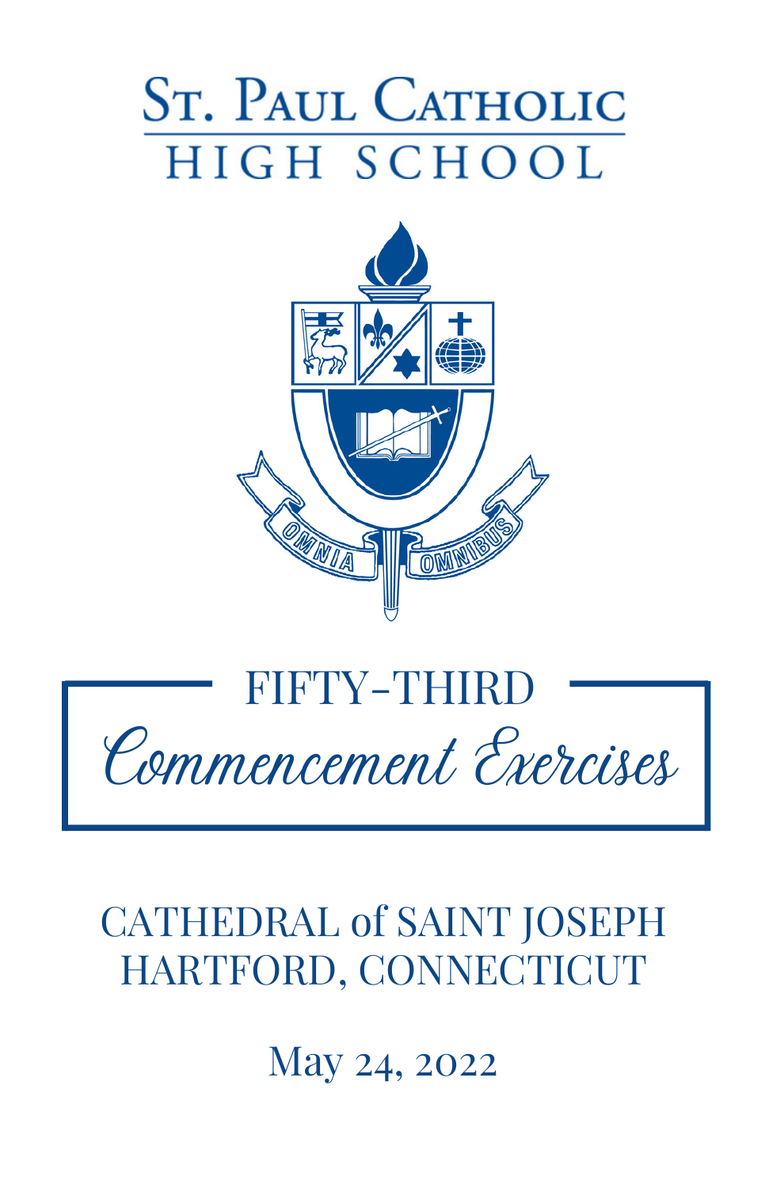# St. Paul Catholic High School

OMNIA OMNIBUS

## FIFTY-THIRD Commencement Exercises

CATHEDRAL of SAINT JOSEPH
HARTFORD, CONNECTICUT

May 24, 2022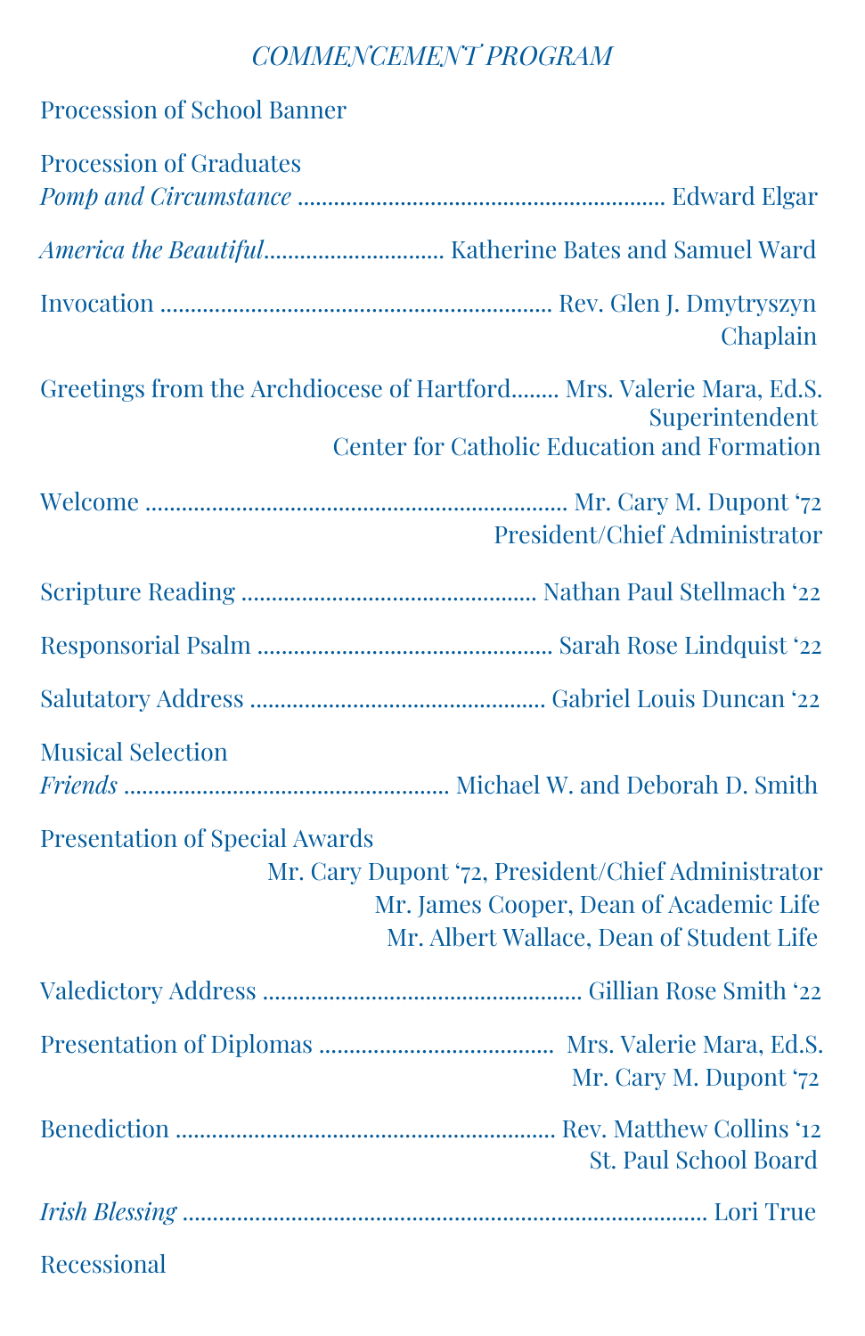*COMMENCEMENT PROGRAM*

Procession of School Banner

Procession of Graduates
*Pomp and Circumstance* ............................................................ Edward Elgar

*America the Beautiful*............................. Katherine Bates and Samuel Ward

Invocation ................................................................ Rev. Glen J. Dmytryszyn
Chaplain

Greetings from the Archdiocese of Hartford........ Mrs. Valerie Mara, Ed.S.
Superintendent
Center for Catholic Education and Formation

Welcome ..................................................................... Mr. Cary M. Dupont '72
President/Chief Administrator

Scripture Reading ................................................ Nathan Paul Stellmach '22

Responsorial Psalm ................................................ Sarah Rose Lindquist '22

Salutatory Address ................................................ Gabriel Louis Duncan '22

Musical Selection
*Friends* ..................................................... Michael W. and Deborah D. Smith

Presentation of Special Awards
Mr. Cary Dupont '72, President/Chief Administrator
Mr. James Cooper, Dean of Academic Life
Mr. Albert Wallace, Dean of Student Life

Valedictory Address .................................................... Gillian Rose Smith '22

Presentation of Diplomas ....................................... Mrs. Valerie Mara, Ed.S.
Mr. Cary M. Dupont '72

Benediction ............................................................... Rev. Matthew Collins '12
St. Paul School Board

*Irish Blessing* ........................................................................................ Lori True

Recessional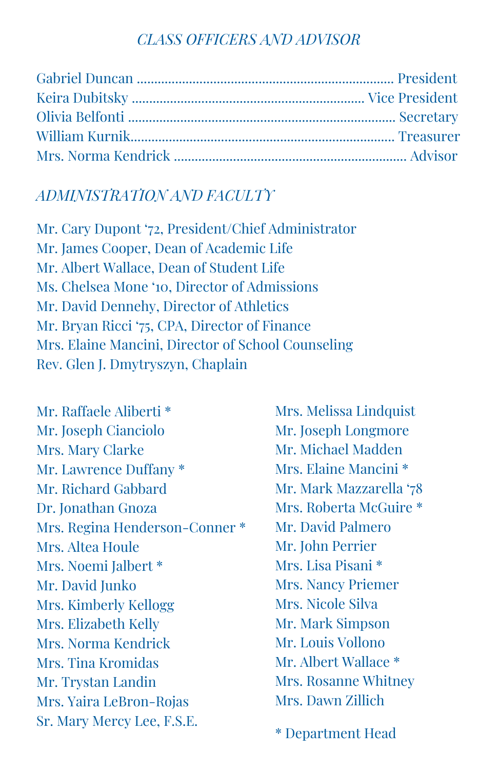## *CLASS OFFICERS AND ADVISOR*

Gabriel Duncan ........................................................................ President
Keira Dubitsky ................................................................. Vice President
Olivia Belfonti ............................................................................ Secretary
William Kurnik.......................................................................... Treasurer
Mrs. Norma Kendrick ................................................................. Advisor

## *ADMINISTRATION AND FACULTY*

Mr. Cary Dupont '72, President/Chief Administrator
Mr. James Cooper, Dean of Academic Life
Mr. Albert Wallace, Dean of Student Life
Ms. Chelsea Mone '10, Director of Admissions
Mr. David Dennehy, Director of Athletics
Mr. Bryan Ricci '75, CPA, Director of Finance
Mrs. Elaine Mancini, Director of School Counseling
Rev. Glen J. Dmytryszyn, Chaplain

Mr. Raffaele Aliberti *
Mr. Joseph Cianciolo
Mrs. Mary Clarke
Mr. Lawrence Duffany *
Mr. Richard Gabbard
Dr. Jonathan Gnoza
Mrs. Regina Henderson-Conner *
Mrs. Altea Houle
Mrs. Noemi Jalbert *
Mr. David Junko
Mrs. Kimberly Kellogg
Mrs. Elizabeth Kelly
Mrs. Norma Kendrick
Mrs. Tina Kromidas
Mr. Trystan Landin
Mrs. Yaira LeBron-Rojas
Sr. Mary Mercy Lee, F.S.E.
Mrs. Melissa Lindquist
Mr. Joseph Longmore
Mr. Michael Madden
Mrs. Elaine Mancini *
Mr. Mark Mazzarella '78
Mrs. Roberta McGuire *
Mr. David Palmero
Mr. John Perrier
Mrs. Lisa Pisani *
Mrs. Nancy Priemer
Mrs. Nicole Silva
Mr. Mark Simpson
Mr. Louis Vollono
Mr. Albert Wallace *
Mrs. Rosanne Whitney
Mrs. Dawn Zillich

* Department Head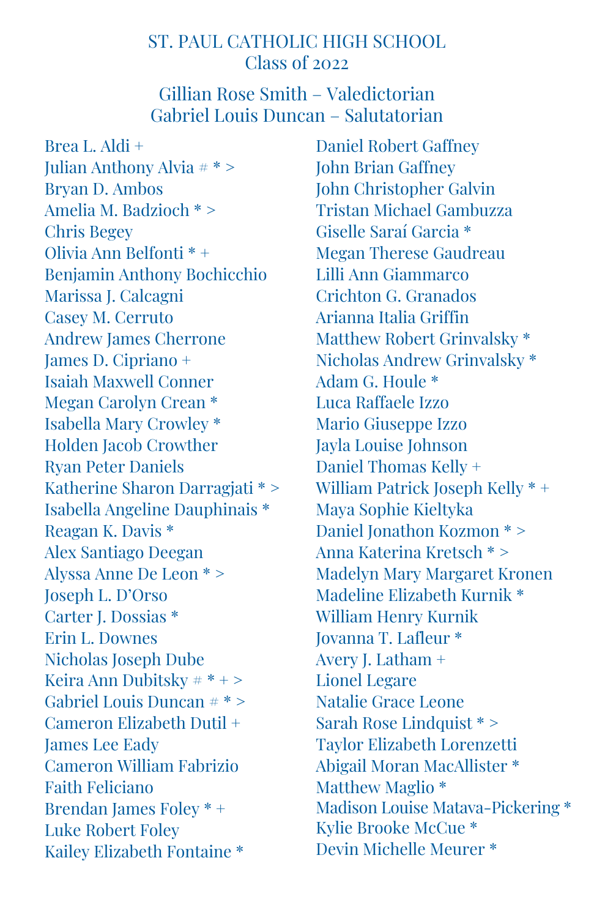# ST. PAUL CATHOLIC HIGH SCHOOL
## Class of 2022

Gillian Rose Smith – Valedictorian
Gabriel Louis Duncan – Salutatorian

Brea L. Aldi +
Julian Anthony Alvia # * >
Bryan D. Ambos
Amelia M. Badzioch * >
Chris Begey
Olivia Ann Belfonti * +
Benjamin Anthony Bochicchio
Marissa J. Calcagni
Casey M. Cerruto
Andrew James Cherrone
James D. Cipriano +
Isaiah Maxwell Conner
Megan Carolyn Crean *
Isabella Mary Crowley *
Holden Jacob Crowther
Ryan Peter Daniels
Katherine Sharon Darragjati * >
Isabella Angeline Dauphinais *
Reagan K. Davis *
Alex Santiago Deegan
Alyssa Anne De Leon * >
Joseph L. D'Orso
Carter J. Dossias *
Erin L. Downes
Nicholas Joseph Dube
Keira Ann Dubitsky # * + >
Gabriel Louis Duncan # * >
Cameron Elizabeth Dutil +
James Lee Eady
Cameron William Fabrizio
Faith Feliciano
Brendan James Foley * +
Luke Robert Foley
Kailey Elizabeth Fontaine *
Daniel Robert Gaffney
John Brian Gaffney
John Christopher Galvin
Tristan Michael Gambuzza
Giselle Saraí Garcia *
Megan Therese Gaudreau
Lilli Ann Giammarco
Crichton G. Granados
Arianna Italia Griffin
Matthew Robert Grinvalsky *
Nicholas Andrew Grinvalsky *
Adam G. Houle *
Luca Raffaele Izzo
Mario Giuseppe Izzo
Jayla Louise Johnson
Daniel Thomas Kelly +
William Patrick Joseph Kelly * +
Maya Sophie Kieltyka
Daniel Jonathon Kozmon * >
Anna Katerina Kretsch * >
Madelyn Mary Margaret Kronen
Madeline Elizabeth Kurnik *
William Henry Kurnik
Jovanna T. Lafleur *
Avery J. Latham +
Lionel Legare
Natalie Grace Leone
Sarah Rose Lindquist * >
Taylor Elizabeth Lorenzetti
Abigail Moran MacAllister *
Matthew Maglio *
Madison Louise Matava-Pickering *
Kylie Brooke McCue *
Devin Michelle Meurer *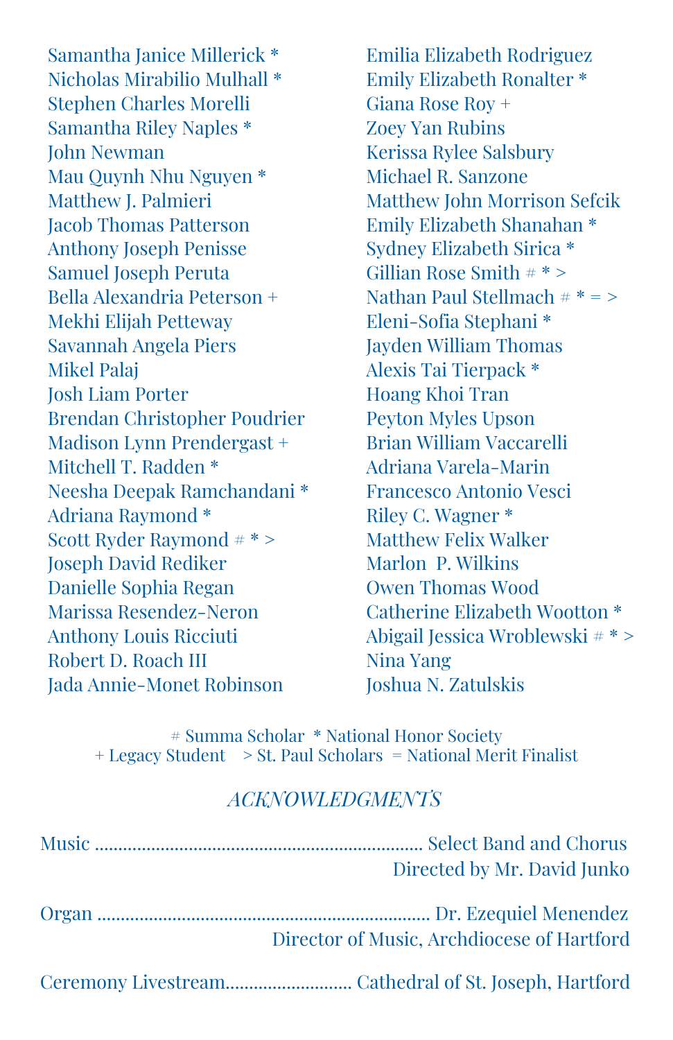Samantha Janice Millerick *
Nicholas Mirabilio Mulhall *
Stephen Charles Morelli
Samantha Riley Naples *
John Newman
Mau Quynh Nhu Nguyen *
Matthew J. Palmieri
Jacob Thomas Patterson
Anthony Joseph Penisse
Samuel Joseph Peruta
Bella Alexandria Peterson +
Mekhi Elijah Petteway
Savannah Angela Piers
Mikel Palaj
Josh Liam Porter
Brendan Christopher Poudrier
Madison Lynn Prendergast +
Mitchell T. Radden *
Neesha Deepak Ramchandani *
Adriana Raymond *
Scott Ryder Raymond # * >
Joseph David Rediker
Danielle Sophia Regan
Marissa Resendez-Neron
Anthony Louis Ricciuti
Robert D. Roach III
Jada Annie-Monet Robinson
Emilia Elizabeth Rodriguez
Emily Elizabeth Ronalter *
Giana Rose Roy +
Zoey Yan Rubins
Kerissa Rylee Salsbury
Michael R. Sanzone
Matthew John Morrison Sefcik
Emily Elizabeth Shanahan *
Sydney Elizabeth Sirica *
Gillian Rose Smith # * >
Nathan Paul Stellmach # * = >
Eleni-Sofia Stephani *
Jayden William Thomas
Alexis Tai Tierpack *
Hoang Khoi Tran
Peyton Myles Upson
Brian William Vaccarelli
Adriana Varela-Marin
Francesco Antonio Vesci
Riley C. Wagner *
Matthew Felix Walker
Marlon P. Wilkins
Owen Thomas Wood
Catherine Elizabeth Wootton *
Abigail Jessica Wroblewski # * >
Nina Yang
Joshua N. Zatulskis

\# Summa Scholar * National Honor Society
\+ Legacy Student > St. Paul Scholars = National Merit Finalist

## *ACKNOWLEDGMENTS*

Music .................................................................... Select Band and Chorus
Directed by Mr. David Junko

Organ .................................................................... Dr. Ezequiel Menendez
Director of Music, Archdiocese of Hartford

Ceremony Livestream........................... Cathedral of St. Joseph, Hartford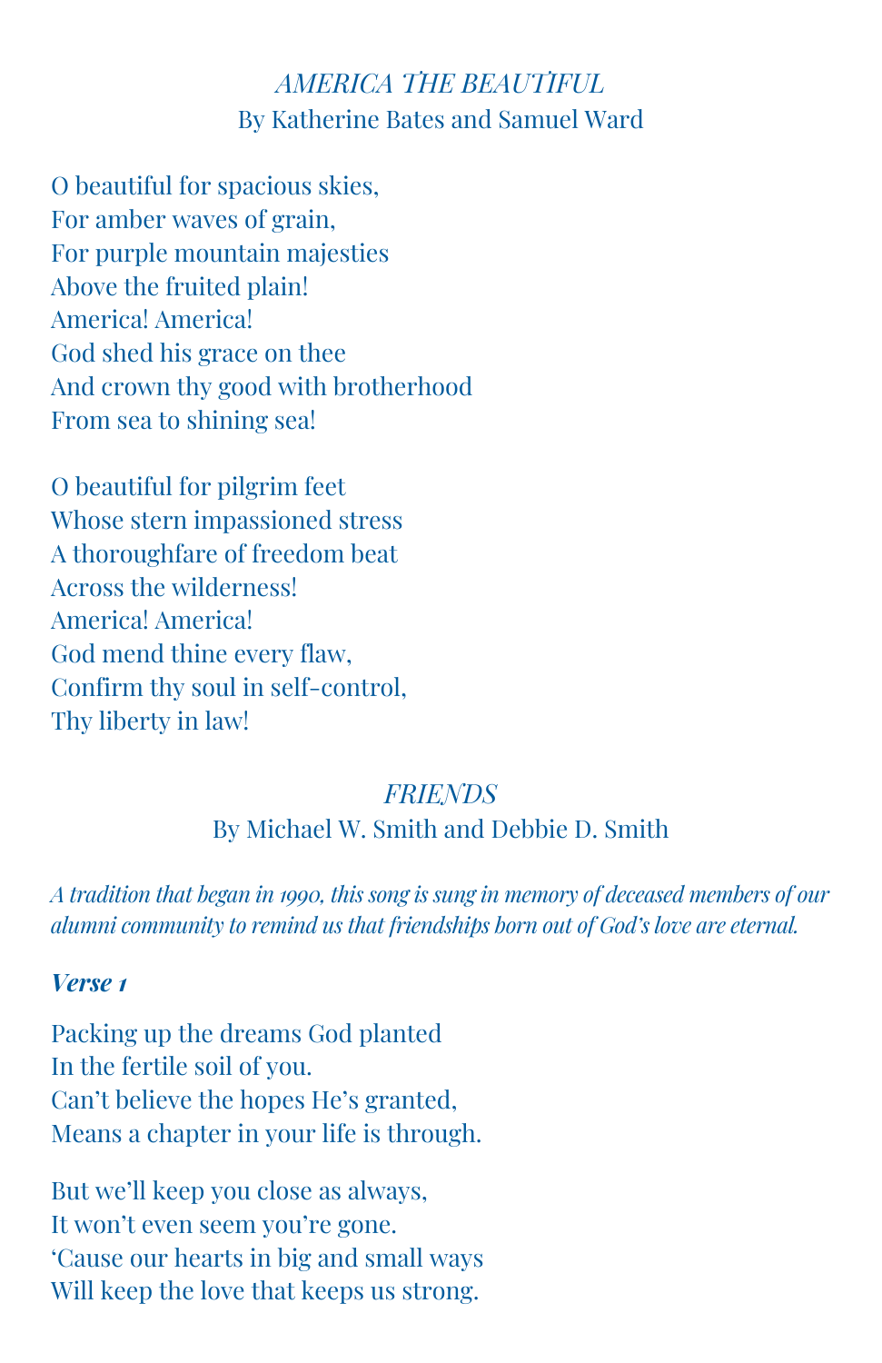## *AMERICA THE BEAUTIFUL*

By Katherine Bates and Samuel Ward

O beautiful for spacious skies,
For amber waves of grain,
For purple mountain majesties
Above the fruited plain!
America! America!
God shed his grace on thee
And crown thy good with brotherhood
From sea to shining sea!

O beautiful for pilgrim feet
Whose stern impassioned stress
A thoroughfare of freedom beat
Across the wilderness!
America! America!
God mend thine every flaw,
Confirm thy soul in self-control,
Thy liberty in law!

## *FRIENDS*

By Michael W. Smith and Debbie D. Smith

*A tradition that began in 1990, this song is sung in memory of deceased members of our alumni community to remind us that friendships born out of God's love are eternal.*

***Verse 1***

Packing up the dreams God planted
In the fertile soil of you.
Can't believe the hopes He's granted,
Means a chapter in your life is through.

But we'll keep you close as always,
It won't even seem you're gone.
'Cause our hearts in big and small ways
Will keep the love that keeps us strong.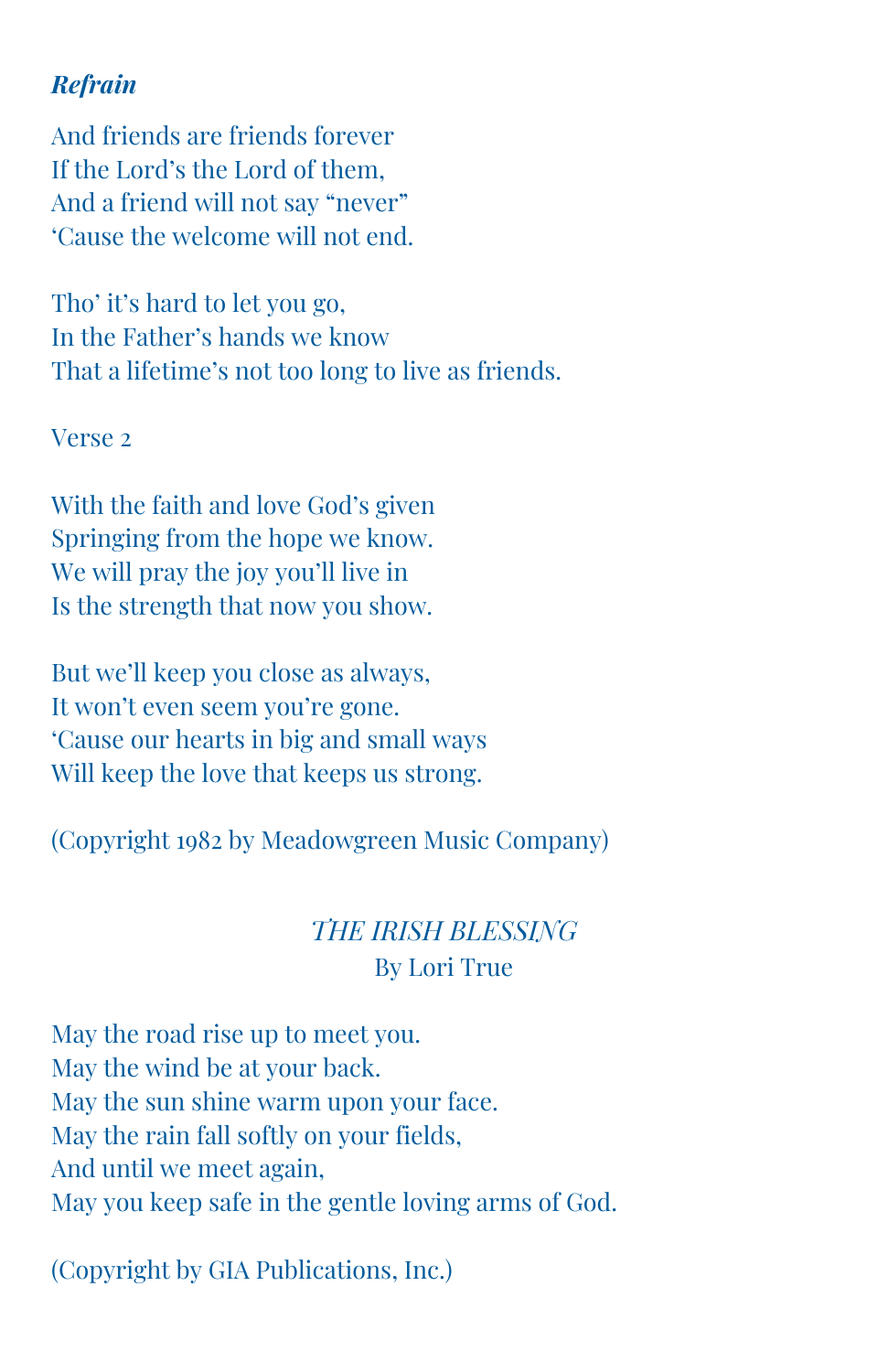***Refrain***

And friends are friends forever
If the Lord's the Lord of them,
And a friend will not say "never"
'Cause the welcome will not end.

Tho' it's hard to let you go,
In the Father's hands we know
That a lifetime's not too long to live as friends.

Verse 2

With the faith and love God's given
Springing from the hope we know.
We will pray the joy you'll live in
Is the strength that now you show.

But we'll keep you close as always,
It won't even seem you're gone.
'Cause our hearts in big and small ways
Will keep the love that keeps us strong.

(Copyright 1982 by Meadowgreen Music Company)

## *THE IRISH BLESSING*

By Lori True

May the road rise up to meet you.
May the wind be at your back.
May the sun shine warm upon your face.
May the rain fall softly on your fields,
And until we meet again,
May you keep safe in the gentle loving arms of God.

(Copyright by GIA Publications, Inc.)